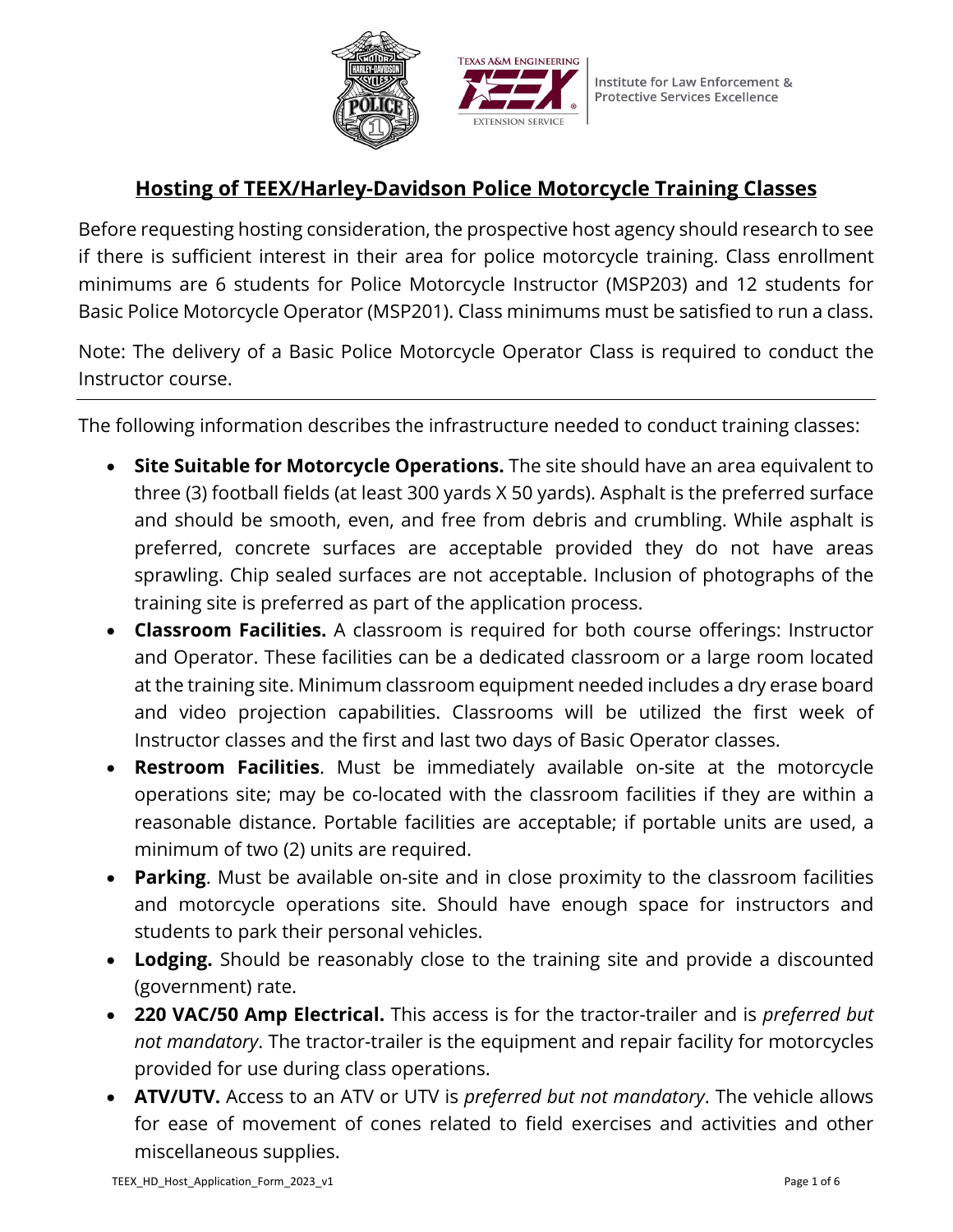# Hosting of TEEX/Harley-Davidson Police Motorcycle Training Classes

Before requesting hosting consideration, the prospective host agency should research to see if there is sufficient interest in their area for police motorcycle training. Class enrollment minimums are 6 students for Police Motorcycle Instructor (MSP203) and 12 students for Basic Police Motorcycle Operator (MSP201). Class minimums must be satisfied to run a class.

Note: The delivery of a Basic Police Motorcycle Operator Class is required to conduct the Instructor course.

---

The following information describes the infrastructure needed to conduct training classes:

- **Site Suitable for Motorcycle Operations.** The site should have an area equivalent to three (3) football fields (at least 300 yards X 50 yards). Asphalt is the preferred surface and should be smooth, even, and free from debris and crumbling. While asphalt is preferred, concrete surfaces are acceptable provided they do not have areas sprawling. Chip sealed surfaces are not acceptable. Inclusion of photographs of the training site is preferred as part of the application process.
- **Classroom Facilities.** A classroom is required for both course offerings: Instructor and Operator. These facilities can be a dedicated classroom or a large room located at the training site. Minimum classroom equipment needed includes a dry erase board and video projection capabilities. Classrooms will be utilized the first week of Instructor classes and the first and last two days of Basic Operator classes.
- **Restroom Facilities**. Must be immediately available on-site at the motorcycle operations site; may be co-located with the classroom facilities if they are within a reasonable distance. Portable facilities are acceptable; if portable units are used, a minimum of two (2) units are required.
- **Parking**. Must be available on-site and in close proximity to the classroom facilities and motorcycle operations site. Should have enough space for instructors and students to park their personal vehicles.
- **Lodging.** Should be reasonably close to the training site and provide a discounted (government) rate.
- **220 VAC/50 Amp Electrical.** This access is for the tractor-trailer and is *preferred but not mandatory*. The tractor-trailer is the equipment and repair facility for motorcycles provided for use during class operations.
- **ATV/UTV.** Access to an ATV or UTV is *preferred but not mandatory*. The vehicle allows for ease of movement of cones related to field exercises and activities and other miscellaneous supplies.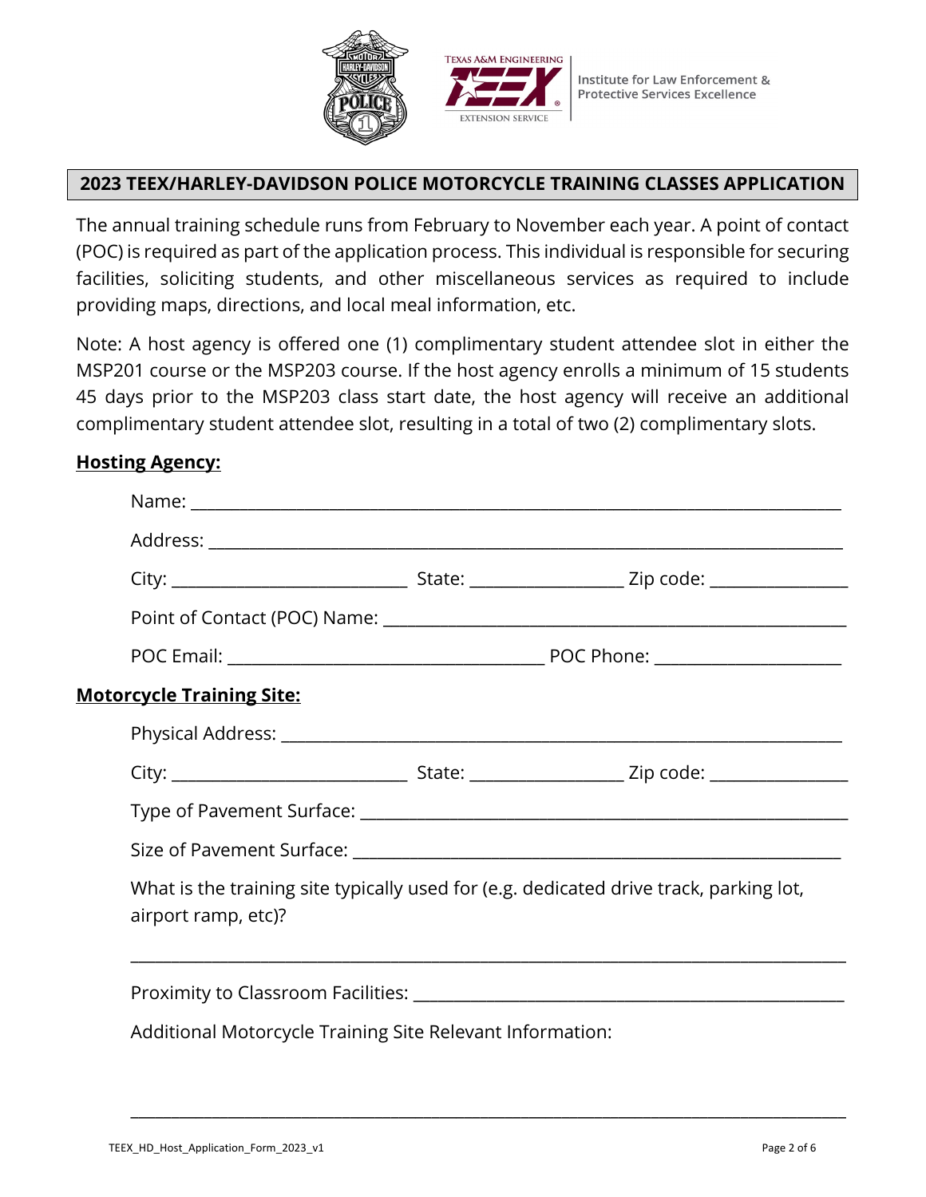Institute for Law Enforcement & Protective Services Excellence

## 2023 TEEX/HARLEY-DAVIDSON POLICE MOTORCYCLE TRAINING CLASSES APPLICATION

The annual training schedule runs from February to November each year. A point of contact (POC) is required as part of the application process. This individual is responsible for securing facilities, soliciting students, and other miscellaneous services as required to include providing maps, directions, and local meal information, etc.

Note: A host agency is offered one (1) complimentary student attendee slot in either the MSP201 course or the MSP203 course. If the host agency enrolls a minimum of 15 students 45 days prior to the MSP203 class start date, the host agency will receive an additional complimentary student attendee slot, resulting in a total of two (2) complimentary slots.

**Hosting Agency:**

Name: ______________________________________________

Address: ______________________________________________

City: ____________________ State: ______________ Zip code: ____________

Point of Contact (POC) Name: ______________________________________________

POC Email: ____________________________ POC Phone: ________________

**Motorcycle Training Site:**

Physical Address: ______________________________________________

City: ____________________ State: ______________ Zip code: ____________

Type of Pavement Surface: ______________________________________________

Size of Pavement Surface: ______________________________________________

What is the training site typically used for (e.g. dedicated drive track, parking lot, airport ramp, etc)?

______________________________________________

Proximity to Classroom Facilities: ______________________________________________

Additional Motorcycle Training Site Relevant Information:

______________________________________________

TEEX_HD_Host_Application_Form_2023_v1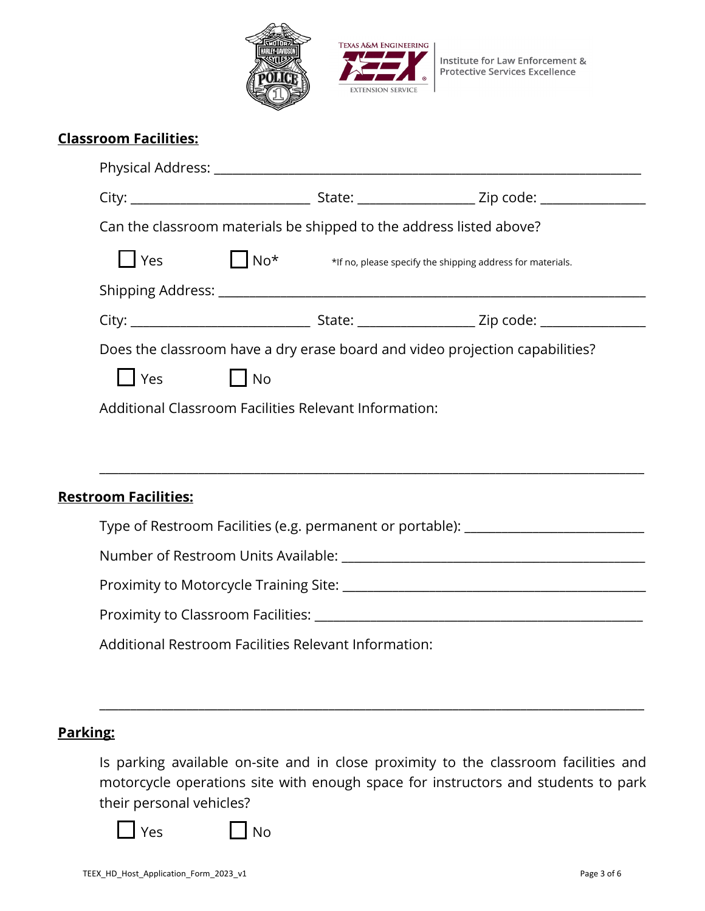## **Classroom Facilities:**

Physical Address: ___________________________________________________________

City: __________________________ State: _________________ Zip code: _______________

Can the classroom materials be shipped to the address listed above?

☐ Yes ☐ No* *If no, please specify the shipping address for materials.

Shipping Address: ___________________________________________________________

City: __________________________ State: _________________ Zip code: _______________

Does the classroom have a dry erase board and video projection capabilities?

☐ Yes ☐ No

Additional Classroom Facilities Relevant Information:

_____________________________________________________________________________

## **Restroom Facilities:**

Type of Restroom Facilities (e.g. permanent or portable): __________________________

Number of Restroom Units Available: ____________________________________________

Proximity to Motorcycle Training Site: ___________________________________________

Proximity to Classroom Facilities: ______________________________________________

Additional Restroom Facilities Relevant Information:

_____________________________________________________________________________

## **Parking:**

Is parking available on-site and in close proximity to the classroom facilities and motorcycle operations site with enough space for instructors and students to park their personal vehicles?

☐ Yes ☐ No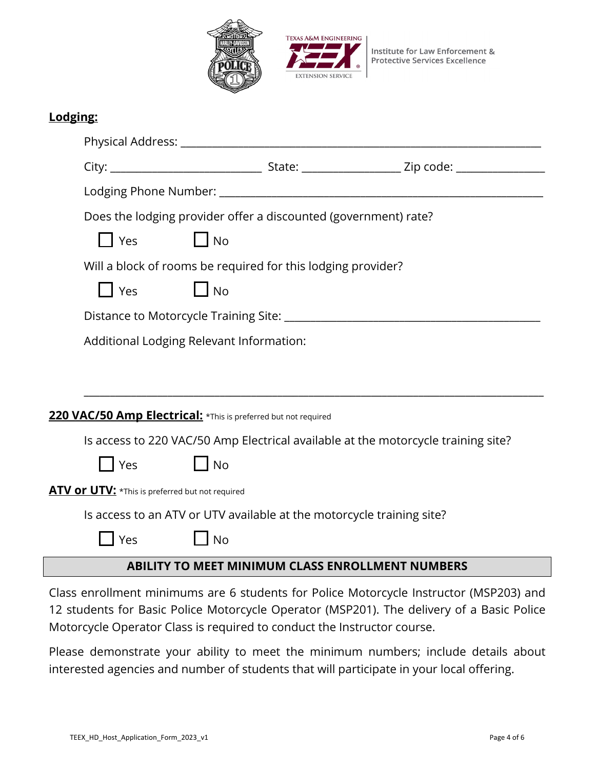## Lodging:

Physical Address: ______________________________________________________________

City: __________________________ State: _________________ Zip code: _______________

Lodging Phone Number: ________________________________________________________

Does the lodging provider offer a discounted (government) rate?

☐ Yes ☐ No

Will a block of rooms be required for this lodging provider?

☐ Yes ☐ No

Distance to Motorcycle Training Site: ____________________________________________

Additional Lodging Relevant Information:

_________________________________________________________________________________

## 220 VAC/50 Amp Electrical: *This is preferred but not required

Is access to 220 VAC/50 Amp Electrical available at the motorcycle training site?

☐ Yes ☐ No

## ATV or UTV: *This is preferred but not required

Is access to an ATV or UTV available at the motorcycle training site?

☐ Yes ☐ No

## ABILITY TO MEET MINIMUM CLASS ENROLLMENT NUMBERS

Class enrollment minimums are 6 students for Police Motorcycle Instructor (MSP203) and 12 students for Basic Police Motorcycle Operator (MSP201). The delivery of a Basic Police Motorcycle Operator Class is required to conduct the Instructor course.

Please demonstrate your ability to meet the minimum numbers; include details about interested agencies and number of students that will participate in your local offering.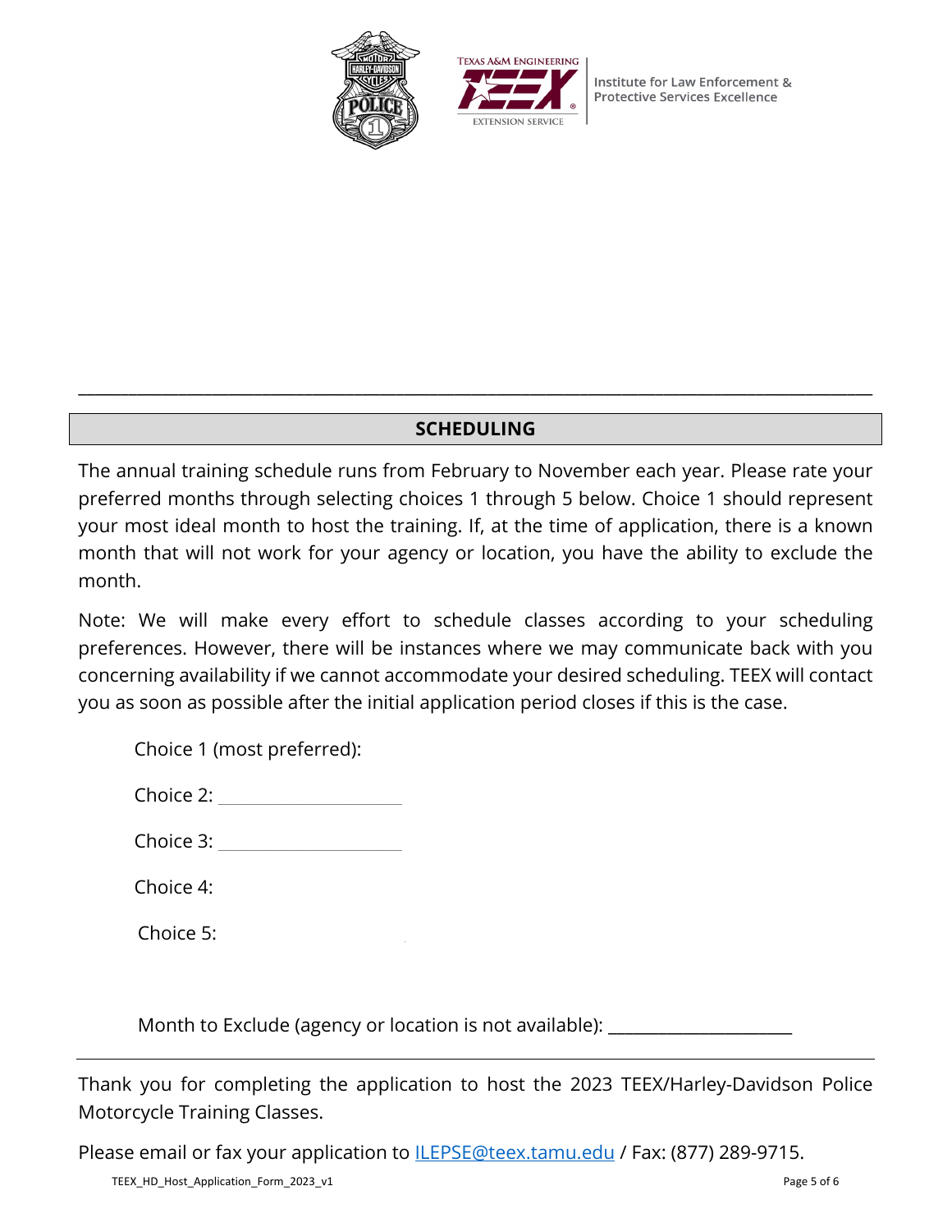## SCHEDULING

The annual training schedule runs from February to November each year. Please rate your preferred months through selecting choices 1 through 5 below. Choice 1 should represent your most ideal month to host the training. If, at the time of application, there is a known month that will not work for your agency or location, you have the ability to exclude the month.

Note: We will make every effort to schedule classes according to your scheduling preferences. However, there will be instances where we may communicate back with you concerning availability if we cannot accommodate your desired scheduling. TEEX will contact you as soon as possible after the initial application period closes if this is the case.

Choice 1 (most preferred):

Choice 2: ____________________

Choice 3: ____________________

Choice 4:

Choice 5:

Month to Exclude (agency or location is not available): ____________________

---

Thank you for completing the application to host the 2023 TEEX/Harley-Davidson Police Motorcycle Training Classes.

Please email or fax your application to ILEPSE@teex.tamu.edu / Fax: (877) 289-9715.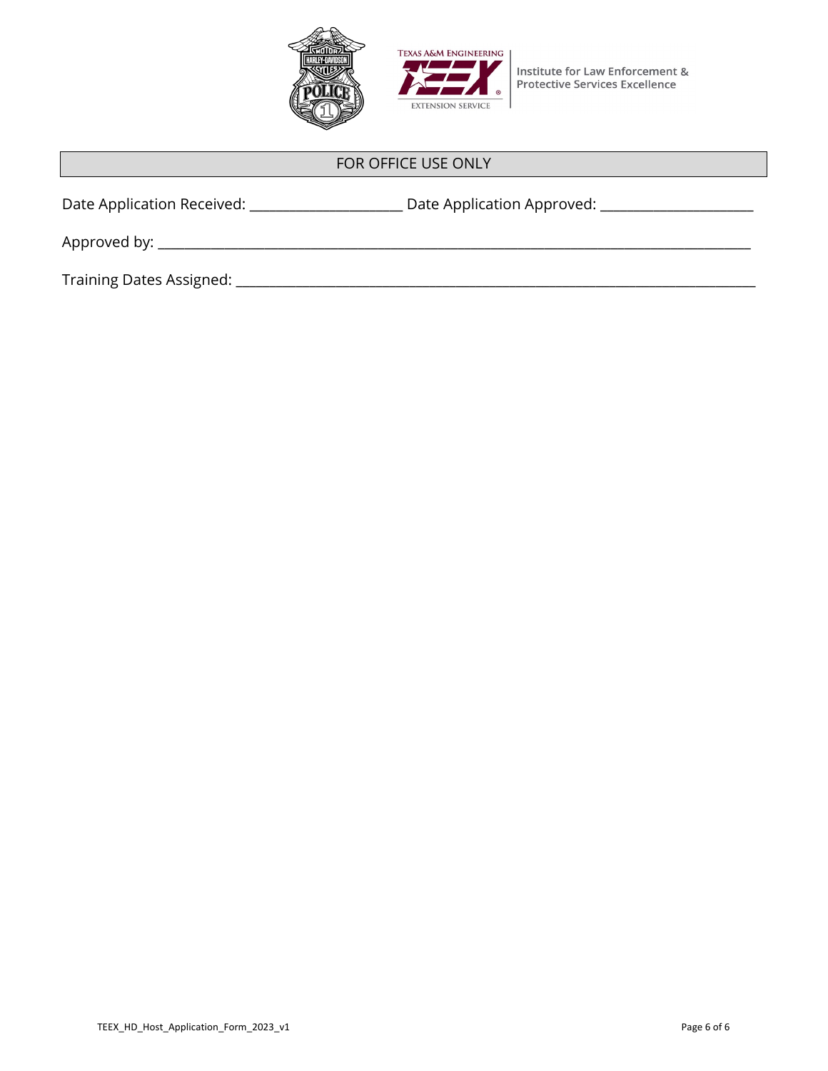Institute for Law Enforcement & Protective Services Excellence

## FOR OFFICE USE ONLY

Date Application Received: ____________________ Date Application Approved: ____________________

Approved by: ________________________________________________________________________________

Training Dates Assigned: ______________________________________________________________________